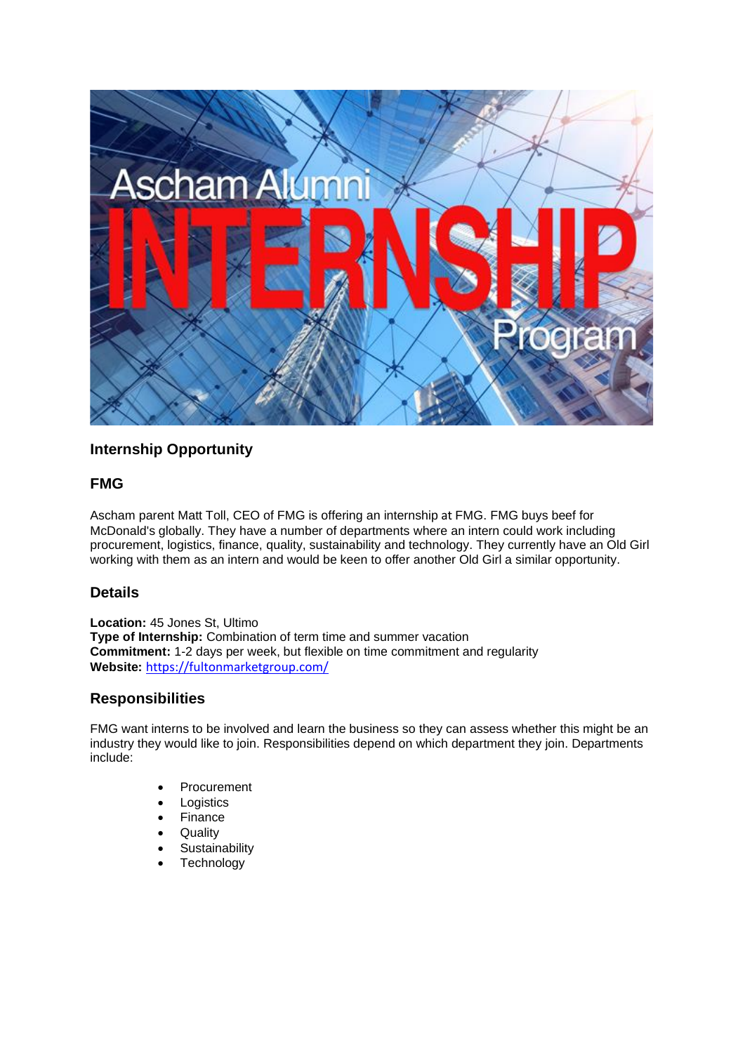## Internship Opportunity

## FMG

Ascham parent Matt Toll, CEO of FMG is offering an internship at FMG. FMG buys beef for McDonald's globally. They have a number of departments where an intern could work including procurement, logistics, finance, quality, sustainability and technology. They currently have an Old Girl working with them as an intern and would be keen to offer another Old Girl a similar opportunity.

## Details

**Location:** 45 Jones St, Ultimo
**Type of Internship:** Combination of term time and summer vacation
**Commitment:** 1-2 days per week, but flexible on time commitment and regularity
**Website:** https://fultonmarketgroup.com/

## Responsibilities

FMG want interns to be involved and learn the business so they can assess whether this might be an industry they would like to join. Responsibilities depend on which department they join. Departments include:

- Procurement
- Logistics
- Finance
- Quality
- Sustainability
- Technology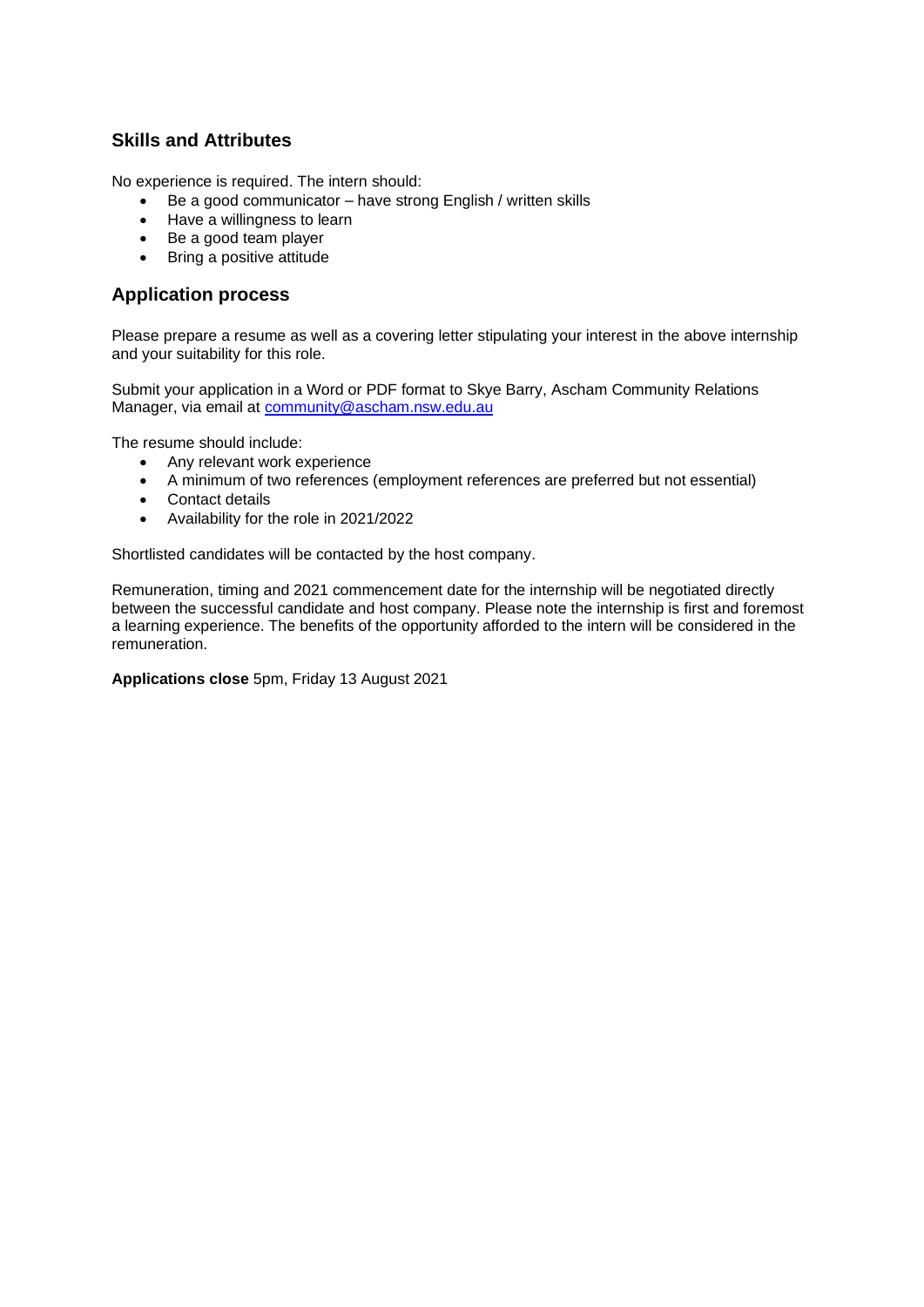## Skills and Attributes

No experience is required. The intern should:

- Be a good communicator – have strong English / written skills
- Have a willingness to learn
- Be a good team player
- Bring a positive attitude

## Application process

Please prepare a resume as well as a covering letter stipulating your interest in the above internship and your suitability for this role.

Submit your application in a Word or PDF format to Skye Barry, Ascham Community Relations Manager, via email at community@ascham.nsw.edu.au

The resume should include:

- Any relevant work experience
- A minimum of two references (employment references are preferred but not essential)
- Contact details
- Availability for the role in 2021/2022

Shortlisted candidates will be contacted by the host company.

Remuneration, timing and 2021 commencement date for the internship will be negotiated directly between the successful candidate and host company. Please note the internship is first and foremost a learning experience. The benefits of the opportunity afforded to the intern will be considered in the remuneration.

**Applications close** 5pm, Friday 13 August 2021